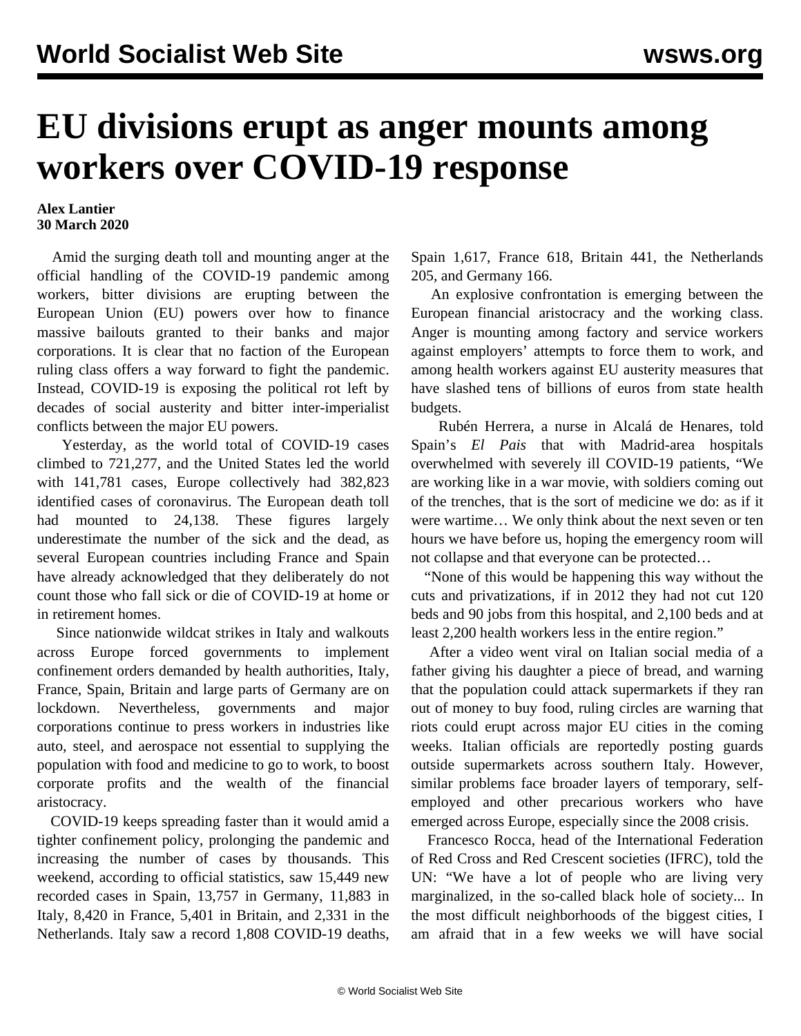# EU divisions erupt as anger mounts among workers over COVID-19 response

**Alex Lantier**
**30 March 2020**

Amid the surging death toll and mounting anger at the official handling of the COVID-19 pandemic among workers, bitter divisions are erupting between the European Union (EU) powers over how to finance massive bailouts granted to their banks and major corporations. It is clear that no faction of the European ruling class offers a way forward to fight the pandemic. Instead, COVID-19 is exposing the political rot left by decades of social austerity and bitter inter-imperialist conflicts between the major EU powers.

Yesterday, as the world total of COVID-19 cases climbed to 721,277, and the United States led the world with 141,781 cases, Europe collectively had 382,823 identified cases of coronavirus. The European death toll had mounted to 24,138. These figures largely underestimate the number of the sick and the dead, as several European countries including France and Spain have already acknowledged that they deliberately do not count those who fall sick or die of COVID-19 at home or in retirement homes.

Since nationwide wildcat strikes in Italy and walkouts across Europe forced governments to implement confinement orders demanded by health authorities, Italy, France, Spain, Britain and large parts of Germany are on lockdown. Nevertheless, governments and major corporations continue to press workers in industries like auto, steel, and aerospace not essential to supplying the population with food and medicine to go to work, to boost corporate profits and the wealth of the financial aristocracy.

COVID-19 keeps spreading faster than it would amid a tighter confinement policy, prolonging the pandemic and increasing the number of cases by thousands. This weekend, according to official statistics, saw 15,449 new recorded cases in Spain, 13,757 in Germany, 11,883 in Italy, 8,420 in France, 5,401 in Britain, and 2,331 in the Netherlands. Italy saw a record 1,808 COVID-19 deaths, Spain 1,617, France 618, Britain 441, the Netherlands 205, and Germany 166.

An explosive confrontation is emerging between the European financial aristocracy and the working class. Anger is mounting among factory and service workers against employers' attempts to force them to work, and among health workers against EU austerity measures that have slashed tens of billions of euros from state health budgets.

Rubén Herrera, a nurse in Alcalá de Henares, told Spain's *El Pais* that with Madrid-area hospitals overwhelmed with severely ill COVID-19 patients, "We are working like in a war movie, with soldiers coming out of the trenches, that is the sort of medicine we do: as if it were wartime… We only think about the next seven or ten hours we have before us, hoping the emergency room will not collapse and that everyone can be protected…

"None of this would be happening this way without the cuts and privatizations, if in 2012 they had not cut 120 beds and 90 jobs from this hospital, and 2,100 beds and at least 2,200 health workers less in the entire region."

After a video went viral on Italian social media of a father giving his daughter a piece of bread, and warning that the population could attack supermarkets if they ran out of money to buy food, ruling circles are warning that riots could erupt across major EU cities in the coming weeks. Italian officials are reportedly posting guards outside supermarkets across southern Italy. However, similar problems face broader layers of temporary, self-employed and other precarious workers who have emerged across Europe, especially since the 2008 crisis.

Francesco Rocca, head of the International Federation of Red Cross and Red Crescent societies (IFRC), told the UN: "We have a lot of people who are living very marginalized, in the so-called black hole of society... In the most difficult neighborhoods of the biggest cities, I am afraid that in a few weeks we will have social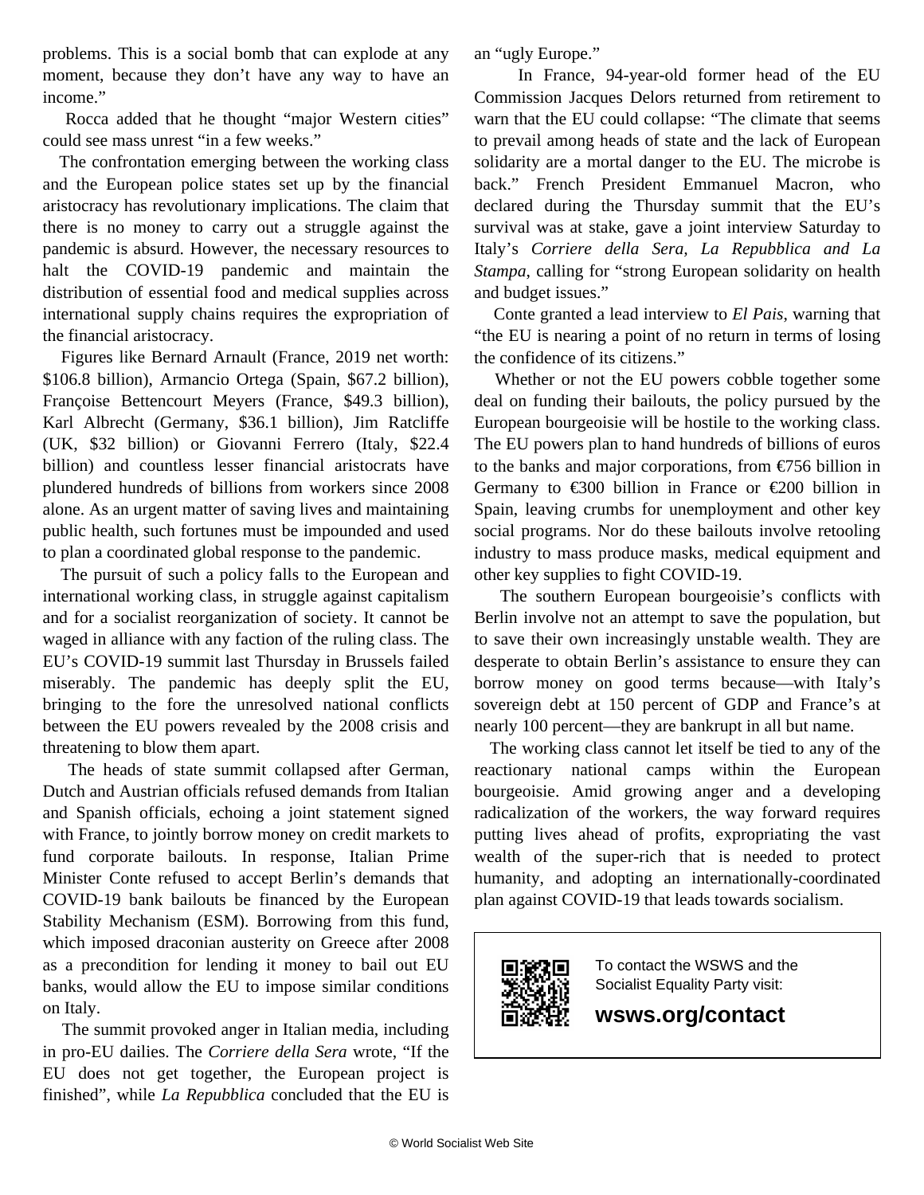problems. This is a social bomb that can explode at any moment, because they don't have any way to have an income."

Rocca added that he thought "major Western cities" could see mass unrest "in a few weeks."

The confrontation emerging between the working class and the European police states set up by the financial aristocracy has revolutionary implications. The claim that there is no money to carry out a struggle against the pandemic is absurd. However, the necessary resources to halt the COVID-19 pandemic and maintain the distribution of essential food and medical supplies across international supply chains requires the expropriation of the financial aristocracy.

Figures like Bernard Arnault (France, 2019 net worth: $106.8 billion), Armancio Ortega (Spain, $67.2 billion), Françoise Bettencourt Meyers (France, $49.3 billion), Karl Albrecht (Germany, $36.1 billion), Jim Ratcliffe (UK, $32 billion) or Giovanni Ferrero (Italy, $22.4 billion) and countless lesser financial aristocrats have plundered hundreds of billions from workers since 2008 alone. As an urgent matter of saving lives and maintaining public health, such fortunes must be impounded and used to plan a coordinated global response to the pandemic.

The pursuit of such a policy falls to the European and international working class, in struggle against capitalism and for a socialist reorganization of society. It cannot be waged in alliance with any faction of the ruling class. The EU's COVID-19 summit last Thursday in Brussels failed miserably. The pandemic has deeply split the EU, bringing to the fore the unresolved national conflicts between the EU powers revealed by the 2008 crisis and threatening to blow them apart.

The heads of state summit collapsed after German, Dutch and Austrian officials refused demands from Italian and Spanish officials, echoing a joint statement signed with France, to jointly borrow money on credit markets to fund corporate bailouts. In response, Italian Prime Minister Conte refused to accept Berlin's demands that COVID-19 bank bailouts be financed by the European Stability Mechanism (ESM). Borrowing from this fund, which imposed draconian austerity on Greece after 2008 as a precondition for lending it money to bail out EU banks, would allow the EU to impose similar conditions on Italy.

The summit provoked anger in Italian media, including in pro-EU dailies. The *Corriere della Sera* wrote, "If the EU does not get together, the European project is finished", while *La Repubblica* concluded that the EU is an "ugly Europe."

In France, 94-year-old former head of the EU Commission Jacques Delors returned from retirement to warn that the EU could collapse: "The climate that seems to prevail among heads of state and the lack of European solidarity are a mortal danger to the EU. The microbe is back." French President Emmanuel Macron, who declared during the Thursday summit that the EU's survival was at stake, gave a joint interview Saturday to Italy's *Corriere della Sera, La Repubblica and La Stampa*, calling for "strong European solidarity on health and budget issues."

Conte granted a lead interview to *El Pais*, warning that "the EU is nearing a point of no return in terms of losing the confidence of its citizens."

Whether or not the EU powers cobble together some deal on funding their bailouts, the policy pursued by the European bourgeoisie will be hostile to the working class. The EU powers plan to hand hundreds of billions of euros to the banks and major corporations, from €756 billion in Germany to €300 billion in France or €200 billion in Spain, leaving crumbs for unemployment and other key social programs. Nor do these bailouts involve retooling industry to mass produce masks, medical equipment and other key supplies to fight COVID-19.

The southern European bourgeoisie's conflicts with Berlin involve not an attempt to save the population, but to save their own increasingly unstable wealth. They are desperate to obtain Berlin's assistance to ensure they can borrow money on good terms because—with Italy's sovereign debt at 150 percent of GDP and France's at nearly 100 percent—they are bankrupt in all but name.

The working class cannot let itself be tied to any of the reactionary national camps within the European bourgeoisie. Amid growing anger and a developing radicalization of the workers, the way forward requires putting lives ahead of profits, expropriating the vast wealth of the super-rich that is needed to protect humanity, and adopting an internationally-coordinated plan against COVID-19 that leads towards socialism.

To contact the WSWS and the Socialist Equality Party visit:

**wsws.org/contact**